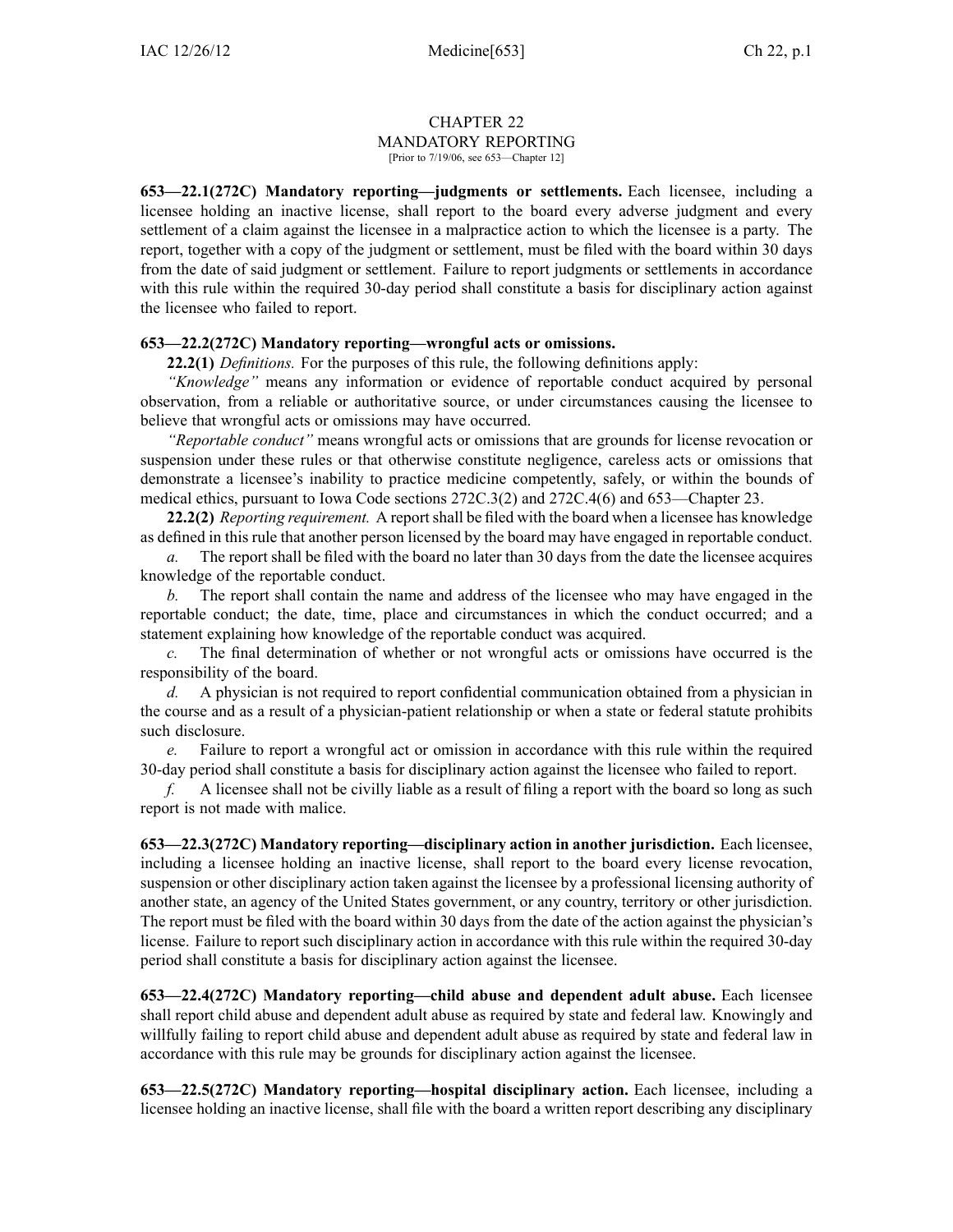# CHAPTER 22
## MANDATORY REPORTING

[Prior to 7/19/06, see 653—Chapter 12]

**653—22.1(272C) Mandatory reporting—judgments or settlements.** Each licensee, including a licensee holding an inactive license, shall report to the board every adverse judgment and every settlement of a claim against the licensee in a malpractice action to which the licensee is a party. The report, together with a copy of the judgment or settlement, must be filed with the board within 30 days from the date of said judgment or settlement. Failure to report judgments or settlements in accordance with this rule within the required 30-day period shall constitute a basis for disciplinary action against the licensee who failed to report.

**653—22.2(272C) Mandatory reporting—wrongful acts or omissions.**

**22.2(1)** *Definitions.* For the purposes of this rule, the following definitions apply:

*"Knowledge"* means any information or evidence of reportable conduct acquired by personal observation, from a reliable or authoritative source, or under circumstances causing the licensee to believe that wrongful acts or omissions may have occurred.

*"Reportable conduct"* means wrongful acts or omissions that are grounds for license revocation or suspension under these rules or that otherwise constitute negligence, careless acts or omissions that demonstrate a licensee's inability to practice medicine competently, safely, or within the bounds of medical ethics, pursuant to Iowa Code sections 272C.3(2) and 272C.4(6) and 653—Chapter 23.

**22.2(2)** *Reporting requirement.* A report shall be filed with the board when a licensee has knowledge as defined in this rule that another person licensed by the board may have engaged in reportable conduct.

*a.* The report shall be filed with the board no later than 30 days from the date the licensee acquires knowledge of the reportable conduct.

*b.* The report shall contain the name and address of the licensee who may have engaged in the reportable conduct; the date, time, place and circumstances in which the conduct occurred; and a statement explaining how knowledge of the reportable conduct was acquired.

*c.* The final determination of whether or not wrongful acts or omissions have occurred is the responsibility of the board.

*d.* A physician is not required to report confidential communication obtained from a physician in the course and as a result of a physician-patient relationship or when a state or federal statute prohibits such disclosure.

*e.* Failure to report a wrongful act or omission in accordance with this rule within the required 30-day period shall constitute a basis for disciplinary action against the licensee who failed to report.

*f.* A licensee shall not be civilly liable as a result of filing a report with the board so long as such report is not made with malice.

**653—22.3(272C) Mandatory reporting—disciplinary action in another jurisdiction.** Each licensee, including a licensee holding an inactive license, shall report to the board every license revocation, suspension or other disciplinary action taken against the licensee by a professional licensing authority of another state, an agency of the United States government, or any country, territory or other jurisdiction. The report must be filed with the board within 30 days from the date of the action against the physician's license. Failure to report such disciplinary action in accordance with this rule within the required 30-day period shall constitute a basis for disciplinary action against the licensee.

**653—22.4(272C) Mandatory reporting—child abuse and dependent adult abuse.** Each licensee shall report child abuse and dependent adult abuse as required by state and federal law. Knowingly and willfully failing to report child abuse and dependent adult abuse as required by state and federal law in accordance with this rule may be grounds for disciplinary action against the licensee.

**653—22.5(272C) Mandatory reporting—hospital disciplinary action.** Each licensee, including a licensee holding an inactive license, shall file with the board a written report describing any disciplinary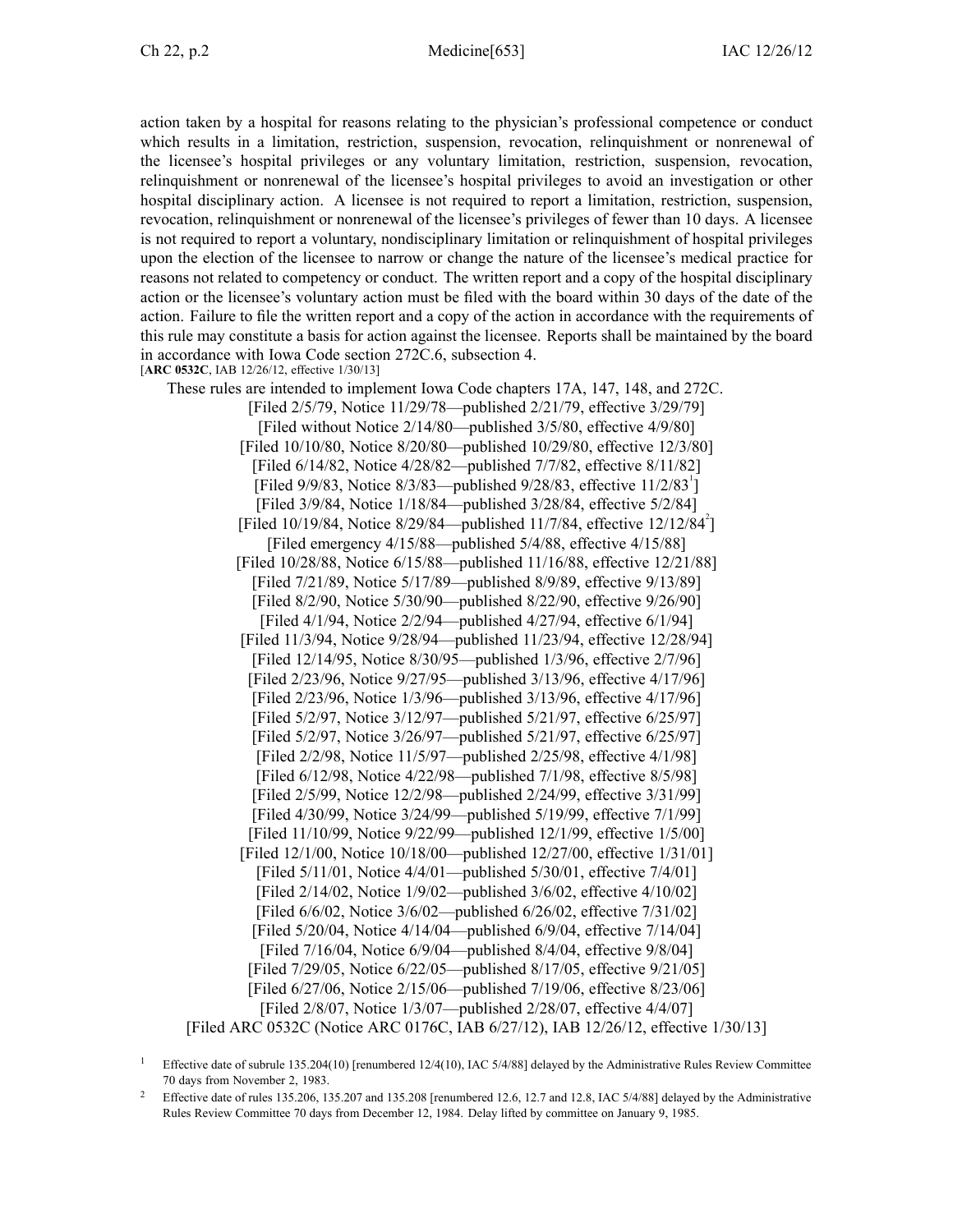action taken by a hospital for reasons relating to the physician's professional competence or conduct which results in a limitation, restriction, suspension, revocation, relinquishment or nonrenewal of the licensee's hospital privileges or any voluntary limitation, restriction, suspension, revocation, relinquishment or nonrenewal of the licensee's hospital privileges to avoid an investigation or other hospital disciplinary action. A licensee is not required to report a limitation, restriction, suspension, revocation, relinquishment or nonrenewal of the licensee's privileges of fewer than 10 days. A licensee is not required to report a voluntary, nondisciplinary limitation or relinquishment of hospital privileges upon the election of the licensee to narrow or change the nature of the licensee's medical practice for reasons not related to competency or conduct. The written report and a copy of the hospital disciplinary action or the licensee's voluntary action must be filed with the board within 30 days of the date of the action. Failure to file the written report and a copy of the action in accordance with the requirements of this rule may constitute a basis for action against the licensee. Reports shall be maintained by the board in accordance with Iowa Code section 272C.6, subsection 4.
[**ARC 0532C**, IAB 12/26/12, effective 1/30/13]

These rules are intended to implement Iowa Code chapters 17A, 147, 148, and 272C.

[Filed 2/5/79, Notice 11/29/78—published 2/21/79, effective 3/29/79]
[Filed without Notice 2/14/80—published 3/5/80, effective 4/9/80]
[Filed 10/10/80, Notice 8/20/80—published 10/29/80, effective 12/3/80]
[Filed 6/14/82, Notice 4/28/82—published 7/7/82, effective 8/11/82]
[Filed 9/9/83, Notice 8/3/83—published 9/28/83, effective 11/2/83[1]]
[Filed 3/9/84, Notice 1/18/84—published 3/28/84, effective 5/2/84]
[Filed 10/19/84, Notice 8/29/84—published 11/7/84, effective 12/12/84[2]]
[Filed emergency 4/15/88—published 5/4/88, effective 4/15/88]
[Filed 10/28/88, Notice 6/15/88—published 11/16/88, effective 12/21/88]
[Filed 7/21/89, Notice 5/17/89—published 8/9/89, effective 9/13/89]
[Filed 8/2/90, Notice 5/30/90—published 8/22/90, effective 9/26/90]
[Filed 4/1/94, Notice 2/2/94—published 4/27/94, effective 6/1/94]
[Filed 11/3/94, Notice 9/28/94—published 11/23/94, effective 12/28/94]
[Filed 12/14/95, Notice 8/30/95—published 1/3/96, effective 2/7/96]
[Filed 2/23/96, Notice 9/27/95—published 3/13/96, effective 4/17/96]
[Filed 2/23/96, Notice 1/3/96—published 3/13/96, effective 4/17/96]
[Filed 5/2/97, Notice 3/12/97—published 5/21/97, effective 6/25/97]
[Filed 5/2/97, Notice 3/26/97—published 5/21/97, effective 6/25/97]
[Filed 2/2/98, Notice 11/5/97—published 2/25/98, effective 4/1/98]
[Filed 6/12/98, Notice 4/22/98—published 7/1/98, effective 8/5/98]
[Filed 2/5/99, Notice 12/2/98—published 2/24/99, effective 3/31/99]
[Filed 4/30/99, Notice 3/24/99—published 5/19/99, effective 7/1/99]
[Filed 11/10/99, Notice 9/22/99—published 12/1/99, effective 1/5/00]
[Filed 12/1/00, Notice 10/18/00—published 12/27/00, effective 1/31/01]
[Filed 5/11/01, Notice 4/4/01—published 5/30/01, effective 7/4/01]
[Filed 2/14/02, Notice 1/9/02—published 3/6/02, effective 4/10/02]
[Filed 6/6/02, Notice 3/6/02—published 6/26/02, effective 7/31/02]
[Filed 5/20/04, Notice 4/14/04—published 6/9/04, effective 7/14/04]
[Filed 7/16/04, Notice 6/9/04—published 8/4/04, effective 9/8/04]
[Filed 7/29/05, Notice 6/22/05—published 8/17/05, effective 9/21/05]
[Filed 6/27/06, Notice 2/15/06—published 7/19/06, effective 8/23/06]
[Filed 2/8/07, Notice 1/3/07—published 2/28/07, effective 4/4/07]
[Filed ARC 0532C (Notice ARC 0176C, IAB 6/27/12), IAB 12/26/12, effective 1/30/13]

[1] Effective date of subrule 135.204(10) [renumbered 12/4(10), IAC 5/4/88] delayed by the Administrative Rules Review Committee 70 days from November 2, 1983.

[2] Effective date of rules 135.206, 135.207 and 135.208 [renumbered 12.6, 12.7 and 12.8, IAC 5/4/88] delayed by the Administrative Rules Review Committee 70 days from December 12, 1984. Delay lifted by committee on January 9, 1985.